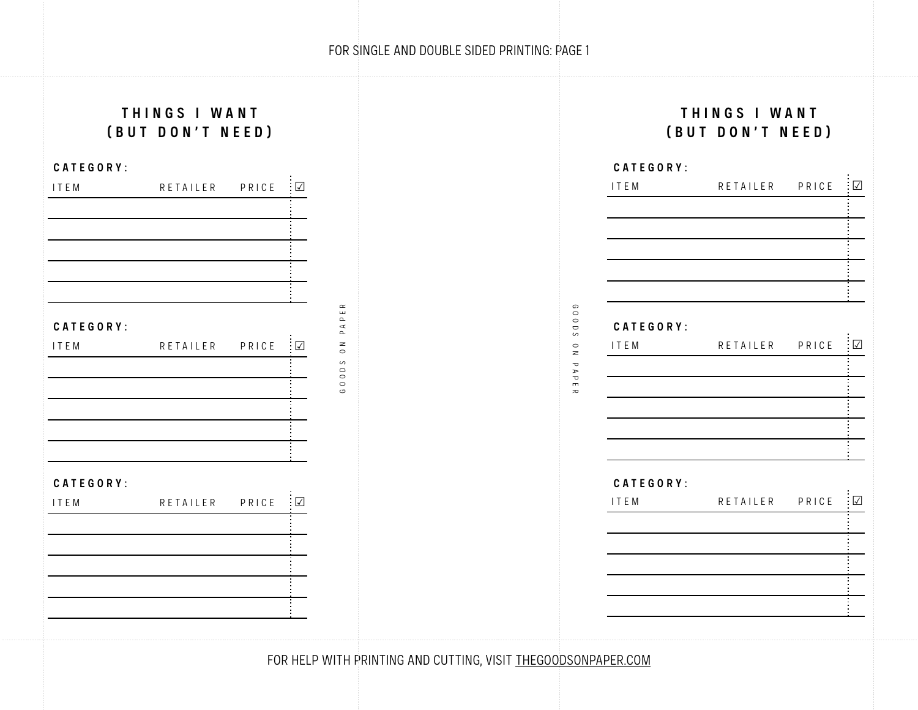FOR SINGLE AND DOUBLE SIDED PRINTING: PAGE 1

## THINGS I WANT (BUT DON'T NEED)

**CATEGORY:**

| ITEM | RETAILER | PRICE | ☑ |
|---|---|---|---|
| | | | |
| | | | |
| | | | |
| | | | |
| | | | |

**CATEGORY:**

| ITEM | RETAILER | PRICE | ☑ |
|---|---|---|---|
| | | | |
| | | | |
| | | | |
| | | | |
| | | | |

**CATEGORY:**

| ITEM | RETAILER | PRICE | ☑ |
|---|---|---|---|
| | | | |
| | | | |
| | | | |
| | | | |
| | | | |

GOODS ON PAPER

GOODS ON PAPER

## THINGS I WANT (BUT DON'T NEED)

**CATEGORY:**

| ITEM | RETAILER | PRICE | ☑ |
|---|---|---|---|
| | | | |
| | | | |
| | | | |
| | | | |
| | | | |

**CATEGORY:**

| ITEM | RETAILER | PRICE | ☑ |
|---|---|---|---|
| | | | |
| | | | |
| | | | |
| | | | |
| | | | |

**CATEGORY:**

| ITEM | RETAILER | PRICE | ☑ |
|---|---|---|---|
| | | | |
| | | | |
| | | | |
| | | | |
| | | | |

FOR HELP WITH PRINTING AND CUTTING, VISIT THEGOODSONPAPER.COM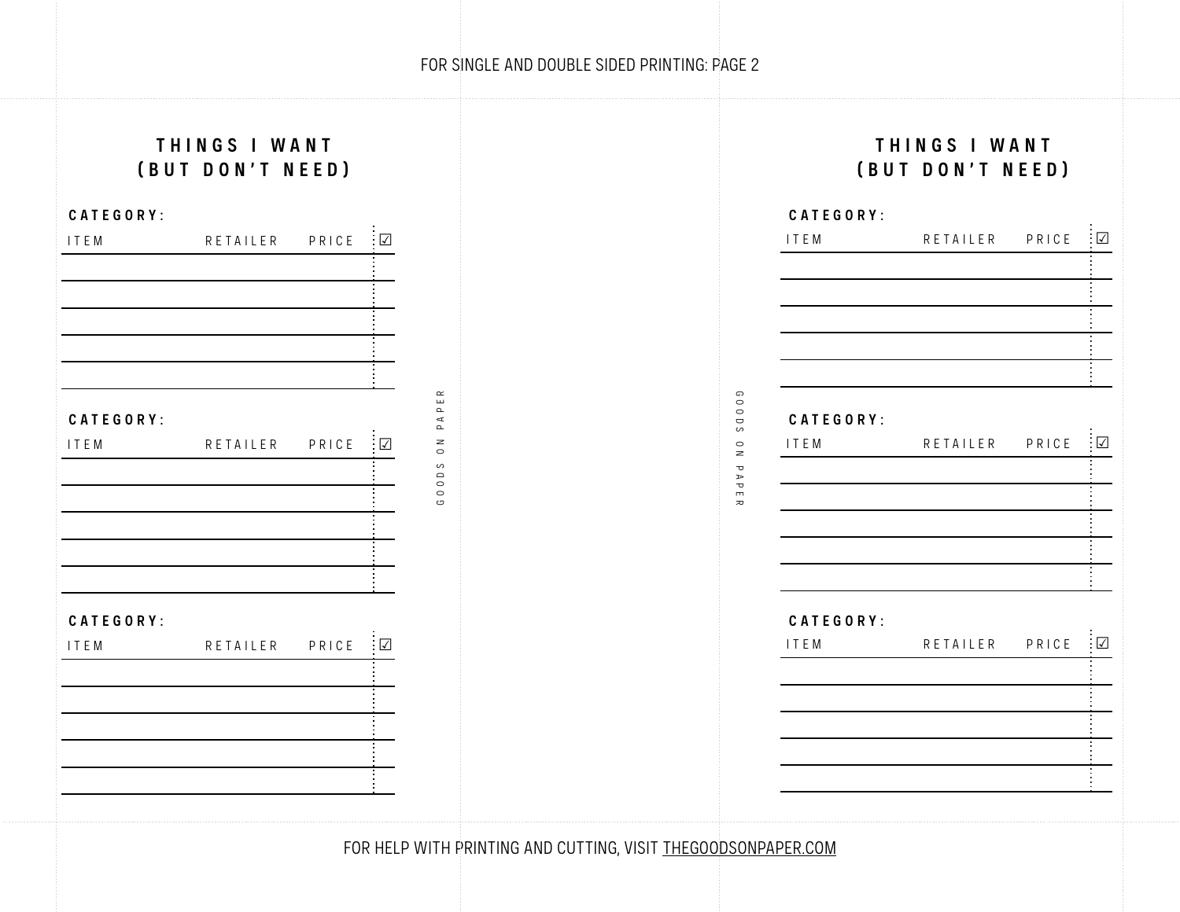FOR SINGLE AND DOUBLE SIDED PRINTING: PAGE 2

## THINGS I WANT (BUT DON'T NEED)

**CATEGORY:**

| ITEM | RETAILER | PRICE | ☑ |
| --- | --- | --- | --- |
| | | | |
| | | | |
| | | | |
| | | | |
| | | | |

**CATEGORY:**

| ITEM | RETAILER | PRICE | ☑ |
| --- | --- | --- | --- |
| | | | |
| | | | |
| | | | |
| | | | |
| | | | |

**CATEGORY:**

| ITEM | RETAILER | PRICE | ☑ |
| --- | --- | --- | --- |
| | | | |
| | | | |
| | | | |
| | | | |
| | | | |

GOODS ON PAPER

GOODS ON PAPER

## THINGS I WANT (BUT DON'T NEED)

**CATEGORY:**

| ITEM | RETAILER | PRICE | ☑ |
| --- | --- | --- | --- |
| | | | |
| | | | |
| | | | |
| | | | |
| | | | |

**CATEGORY:**

| ITEM | RETAILER | PRICE | ☑ |
| --- | --- | --- | --- |
| | | | |
| | | | |
| | | | |
| | | | |
| | | | |

**CATEGORY:**

| ITEM | RETAILER | PRICE | ☑ |
| --- | --- | --- | --- |
| | | | |
| | | | |
| | | | |
| | | | |
| | | | |

FOR HELP WITH PRINTING AND CUTTING, VISIT THEGOODSONPAPER.COM